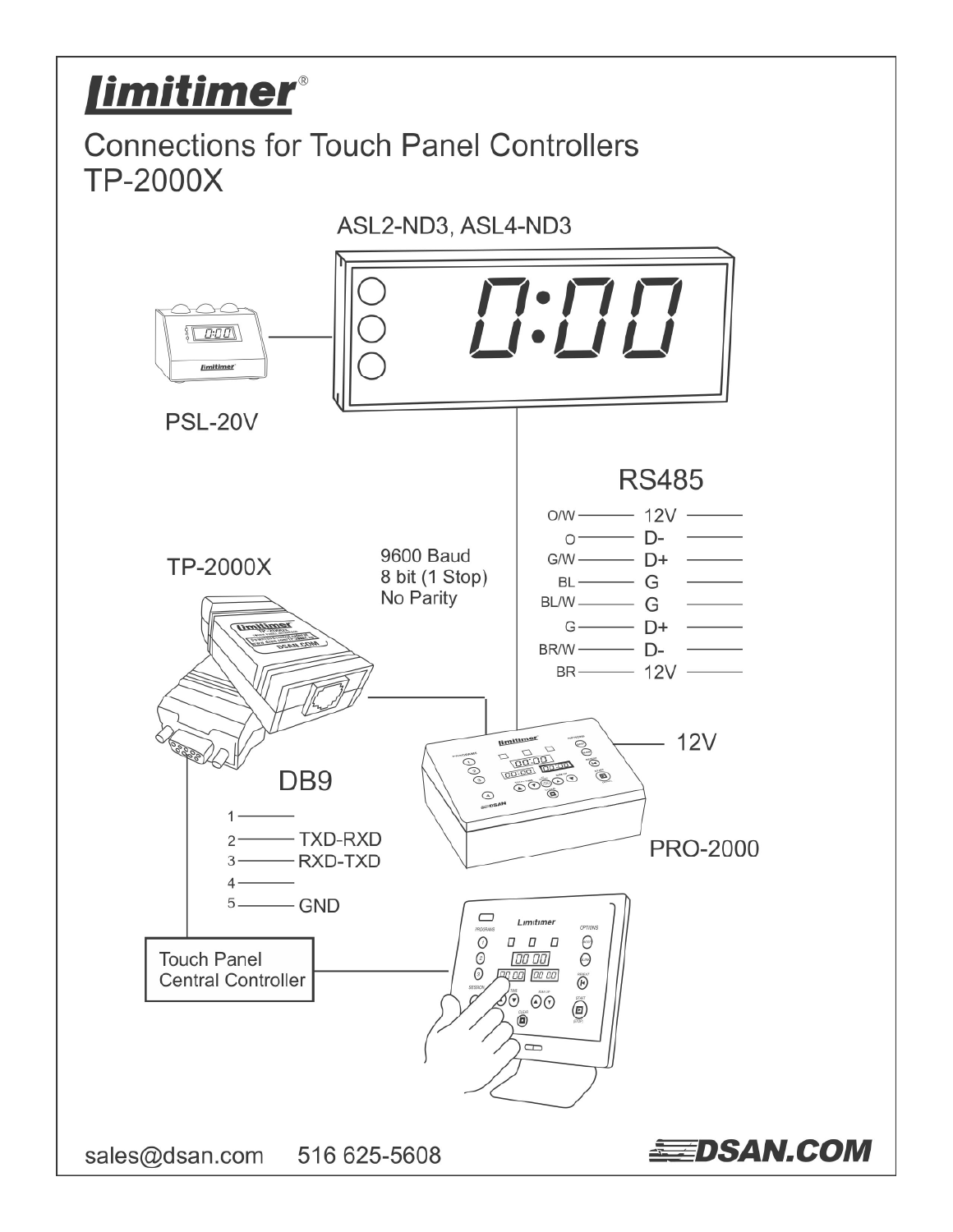# Limitimer®

## Connections for Touch Panel Controllers TP-2000X

ASL2-ND3, ASL4-ND3

PSL-20V

### RS485

| Wire | Signal |
|---|---|
| O/W | 12V |
| O | D- |
| G/W | D+ |
| BL | G |
| BL/W | G |
| G | D+ |
| BR/W | D- |
| BR | 12V |

TP-2000X

9600 Baud
8 bit (1 Stop)
No Parity

12V

PRO-2000

### DB9

| Pin | Signal |
|---|---|
| 1 | |
| 2 | TXD-RXD |
| 3 | RXD-TXD |
| 4 | |
| 5 | GND |

Touch Panel Central Controller

sales@dsan.com 516 625-5608

DSAN.COM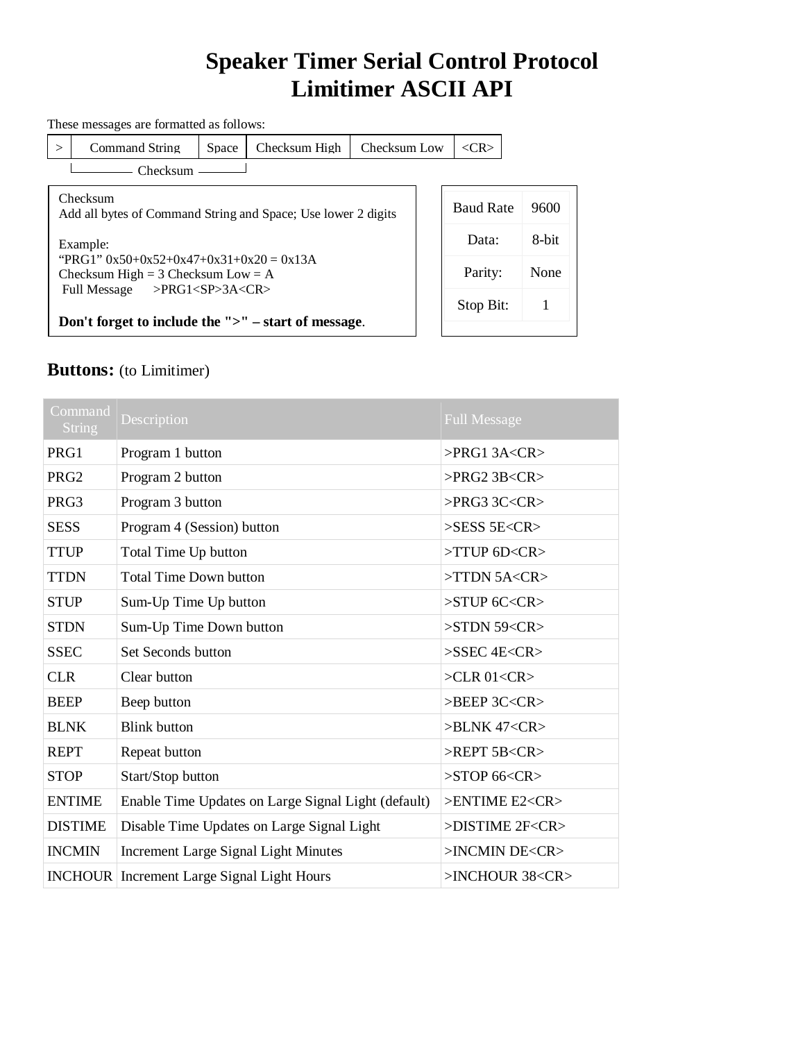# Speaker Timer Serial Control Protocol
# Limitimer ASCII API

These messages are formatted as follows:

| > | Command String | Space | Checksum High | Checksum Low | <CR> |
|---|---|---|---|---|---|

(Checksum covers Command String and Space)

**Checksum**

Add all bytes of Command String and Space; Use lower 2 digits

Example:

"PRG1" 0x50+0x52+0x47+0x31+0x20 = 0x13A

Checksum High = 3 Checksum Low = A

Full Message >PRG1<SP>3A<CR>

**Don't forget to include the ">" – start of message**.

| Baud Rate | 9600 |
|---|---|
| Data: | 8-bit |
| Parity: | None |
| Stop Bit: | 1 |

## **Buttons:** (to Limitimer)

| Command String | Description | Full Message |
|---|---|---|
| PRG1 | Program 1 button | >PRG1 3A<CR> |
| PRG2 | Program 2 button | >PRG2 3B<CR> |
| PRG3 | Program 3 button | >PRG3 3C<CR> |
| SESS | Program 4 (Session) button | >SESS 5E<CR> |
| TTUP | Total Time Up button | >TTUP 6D<CR> |
| TTDN | Total Time Down button | >TTDN 5A<CR> |
| STUP | Sum-Up Time Up button | >STUP 6C<CR> |
| STDN | Sum-Up Time Down button | >STDN 59<CR> |
| SSEC | Set Seconds button | >SSEC 4E<CR> |
| CLR | Clear button | >CLR 01<CR> |
| BEEP | Beep button | >BEEP 3C<CR> |
| BLNK | Blink button | >BLNK 47<CR> |
| REPT | Repeat button | >REPT 5B<CR> |
| STOP | Start/Stop button | >STOP 66<CR> |
| ENTIME | Enable Time Updates on Large Signal Light (default) | >ENTIME E2<CR> |
| DISTIME | Disable Time Updates on Large Signal Light | >DISTIME 2F<CR> |
| INCMIN | Increment Large Signal Light Minutes | >INCMIN DE<CR> |
| INCHOUR | Increment Large Signal Light Hours | >INCHOUR 38<CR> |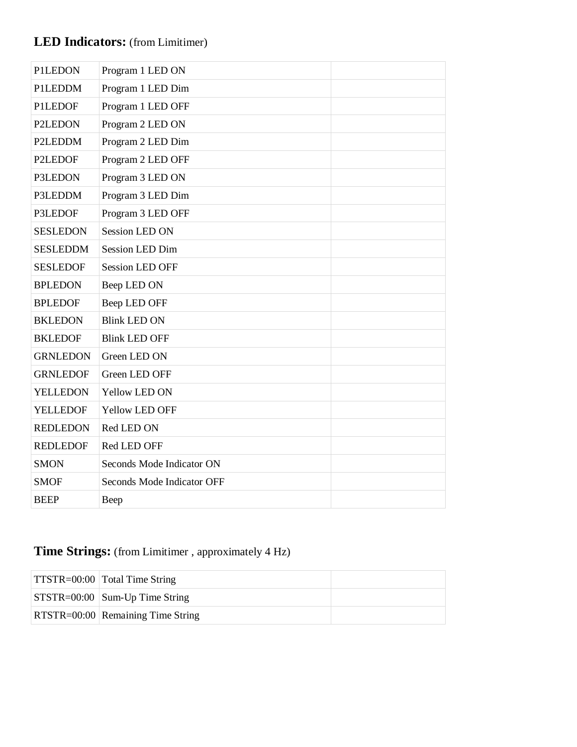**LED Indicators:** (from Limitimer)

| | | |
|---|---|---|
| P1LEDON | Program 1 LED ON | |
| P1LEDDM | Program 1 LED Dim | |
| P1LEDOF | Program 1 LED OFF | |
| P2LEDON | Program 2 LED ON | |
| P2LEDDM | Program 2 LED Dim | |
| P2LEDOF | Program 2 LED OFF | |
| P3LEDON | Program 3 LED ON | |
| P3LEDDM | Program 3 LED Dim | |
| P3LEDOF | Program 3 LED OFF | |
| SESLEDON | Session LED ON | |
| SESLEDDM | Session LED Dim | |
| SESLEDOF | Session LED OFF | |
| BPLEDON | Beep LED ON | |
| BPLEDOF | Beep LED OFF | |
| BKLEDON | Blink LED ON | |
| BKLEDOF | Blink LED OFF | |
| GRNLEDON | Green LED ON | |
| GRNLEDOF | Green LED OFF | |
| YELLEDON | Yellow LED ON | |
| YELLEDOF | Yellow LED OFF | |
| REDLEDON | Red LED ON | |
| REDLEDOF | Red LED OFF | |
| SMON | Seconds Mode Indicator ON | |
| SMOF | Seconds Mode Indicator OFF | |
| BEEP | Beep | |

**Time Strings:** (from Limitimer , approximately 4 Hz)

| | | |
|---|---|---|
| TTSTR=00:00 | Total Time String | |
| STSTR=00:00 | Sum-Up Time String | |
| RTSTR=00:00 | Remaining Time String | |